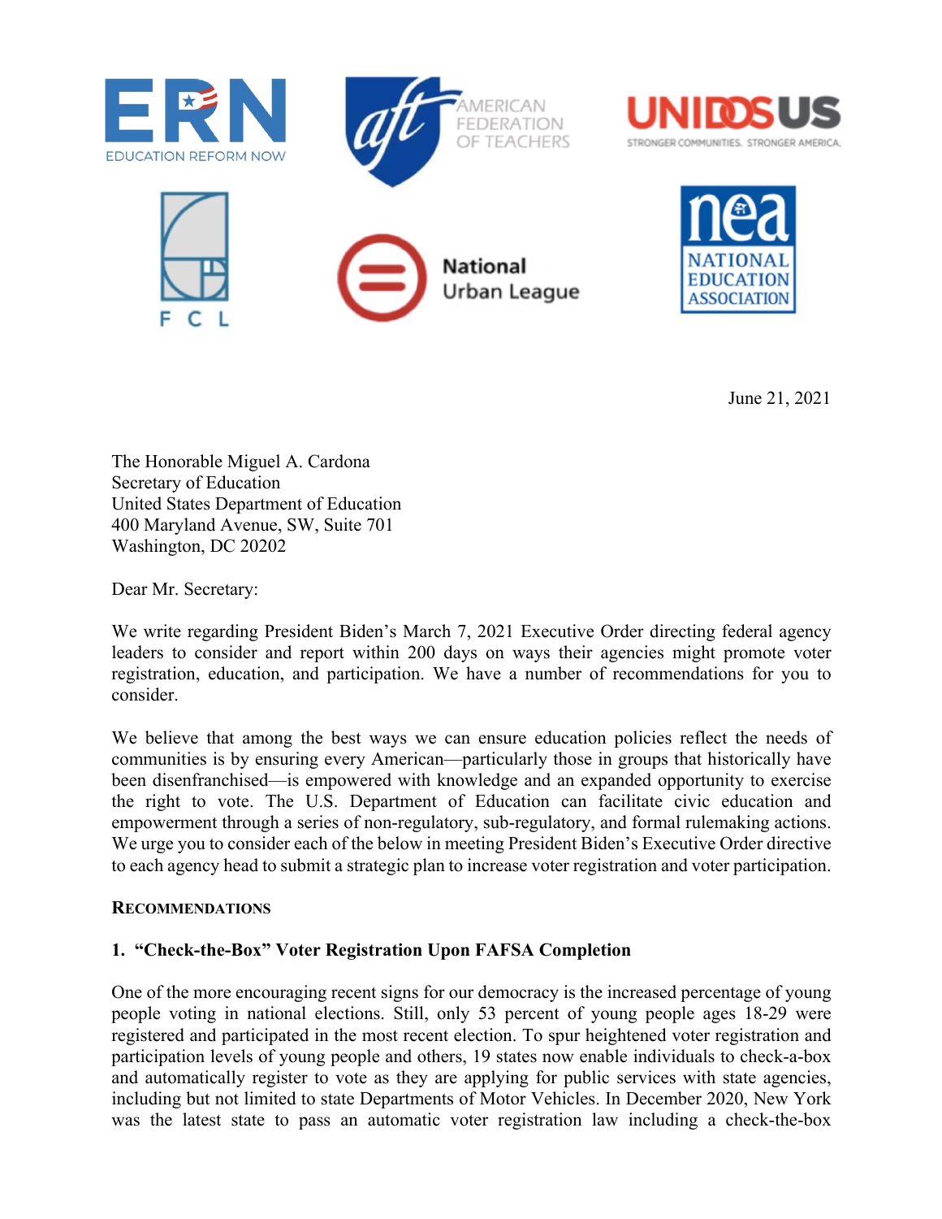June 21, 2021

The Honorable Miguel A. Cardona
Secretary of Education
United States Department of Education
400 Maryland Avenue, SW, Suite 701
Washington, DC 20202

Dear Mr. Secretary:

We write regarding President Biden's March 7, 2021 Executive Order directing federal agency leaders to consider and report within 200 days on ways their agencies might promote voter registration, education, and participation. We have a number of recommendations for you to consider.

We believe that among the best ways we can ensure education policies reflect the needs of communities is by ensuring every American—particularly those in groups that historically have been disenfranchised—is empowered with knowledge and an expanded opportunity to exercise the right to vote. The U.S. Department of Education can facilitate civic education and empowerment through a series of non-regulatory, sub-regulatory, and formal rulemaking actions. We urge you to consider each of the below in meeting President Biden's Executive Order directive to each agency head to submit a strategic plan to increase voter registration and voter participation.

## RECOMMENDATIONS

### 1. "Check-the-Box" Voter Registration Upon FAFSA Completion

One of the more encouraging recent signs for our democracy is the increased percentage of young people voting in national elections. Still, only 53 percent of young people ages 18-29 were registered and participated in the most recent election. To spur heightened voter registration and participation levels of young people and others, 19 states now enable individuals to check-a-box and automatically register to vote as they are applying for public services with state agencies, including but not limited to state Departments of Motor Vehicles. In December 2020, New York was the latest state to pass an automatic voter registration law including a check-the-box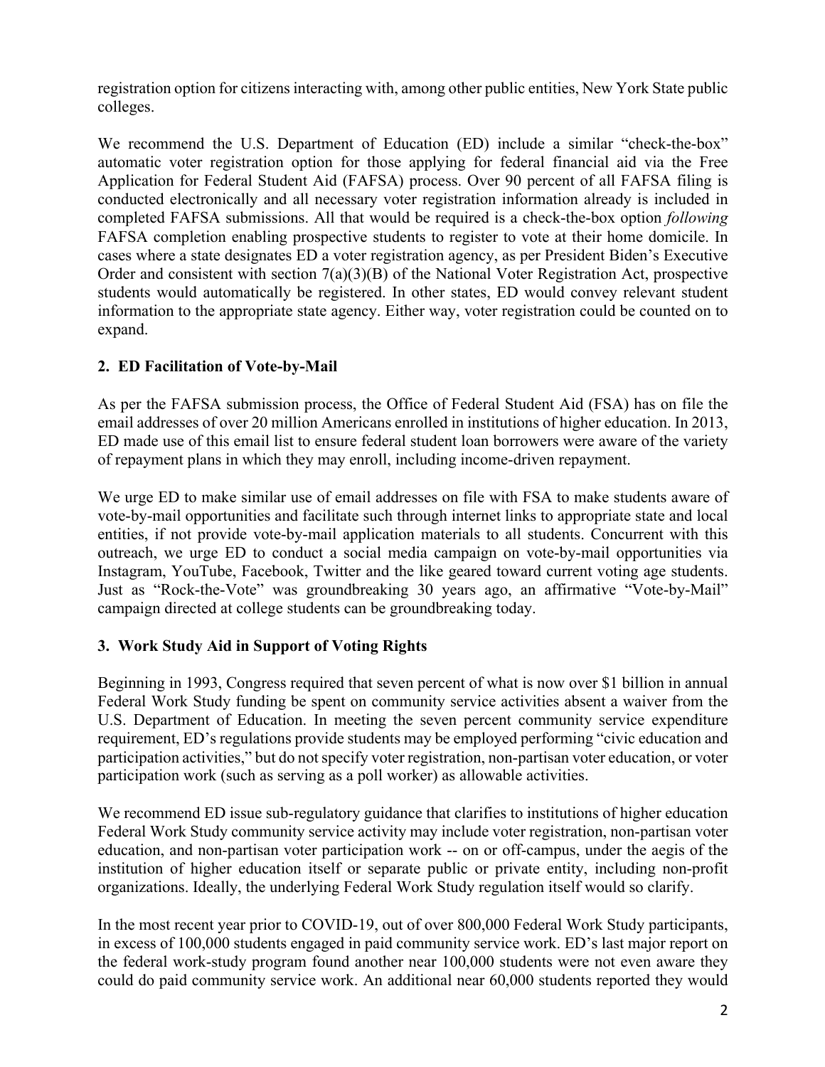registration option for citizens interacting with, among other public entities, New York State public colleges.

We recommend the U.S. Department of Education (ED) include a similar "check-the-box" automatic voter registration option for those applying for federal financial aid via the Free Application for Federal Student Aid (FAFSA) process. Over 90 percent of all FAFSA filing is conducted electronically and all necessary voter registration information already is included in completed FAFSA submissions. All that would be required is a check-the-box option *following* FAFSA completion enabling prospective students to register to vote at their home domicile. In cases where a state designates ED a voter registration agency, as per President Biden's Executive Order and consistent with section 7(a)(3)(B) of the National Voter Registration Act, prospective students would automatically be registered. In other states, ED would convey relevant student information to the appropriate state agency. Either way, voter registration could be counted on to expand.

### 2. ED Facilitation of Vote-by-Mail

As per the FAFSA submission process, the Office of Federal Student Aid (FSA) has on file the email addresses of over 20 million Americans enrolled in institutions of higher education. In 2013, ED made use of this email list to ensure federal student loan borrowers were aware of the variety of repayment plans in which they may enroll, including income-driven repayment.

We urge ED to make similar use of email addresses on file with FSA to make students aware of vote-by-mail opportunities and facilitate such through internet links to appropriate state and local entities, if not provide vote-by-mail application materials to all students. Concurrent with this outreach, we urge ED to conduct a social media campaign on vote-by-mail opportunities via Instagram, YouTube, Facebook, Twitter and the like geared toward current voting age students. Just as "Rock-the-Vote" was groundbreaking 30 years ago, an affirmative "Vote-by-Mail" campaign directed at college students can be groundbreaking today.

### 3. Work Study Aid in Support of Voting Rights

Beginning in 1993, Congress required that seven percent of what is now over $1 billion in annual Federal Work Study funding be spent on community service activities absent a waiver from the U.S. Department of Education. In meeting the seven percent community service expenditure requirement, ED's regulations provide students may be employed performing "civic education and participation activities," but do not specify voter registration, non-partisan voter education, or voter participation work (such as serving as a poll worker) as allowable activities.

We recommend ED issue sub-regulatory guidance that clarifies to institutions of higher education Federal Work Study community service activity may include voter registration, non-partisan voter education, and non-partisan voter participation work -- on or off-campus, under the aegis of the institution of higher education itself or separate public or private entity, including non-profit organizations. Ideally, the underlying Federal Work Study regulation itself would so clarify.

In the most recent year prior to COVID-19, out of over 800,000 Federal Work Study participants, in excess of 100,000 students engaged in paid community service work. ED's last major report on the federal work-study program found another near 100,000 students were not even aware they could do paid community service work. An additional near 60,000 students reported they would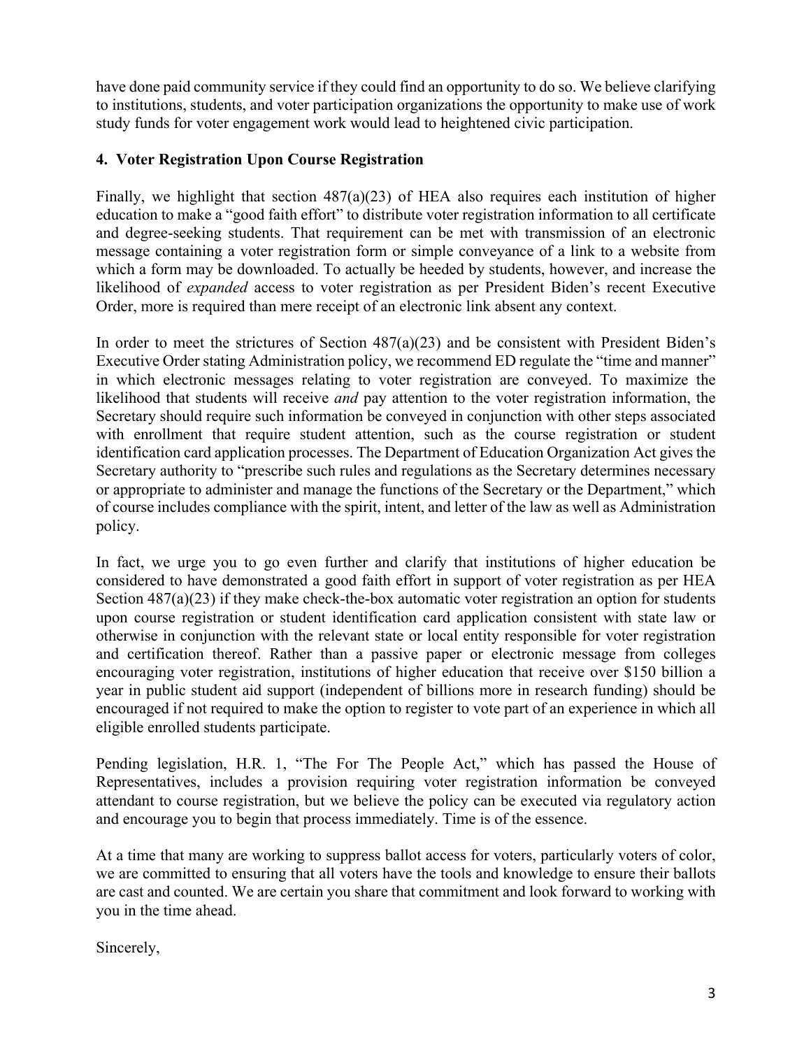have done paid community service if they could find an opportunity to do so. We believe clarifying to institutions, students, and voter participation organizations the opportunity to make use of work study funds for voter engagement work would lead to heightened civic participation.

**4. Voter Registration Upon Course Registration**

Finally, we highlight that section 487(a)(23) of HEA also requires each institution of higher education to make a "good faith effort" to distribute voter registration information to all certificate and degree-seeking students. That requirement can be met with transmission of an electronic message containing a voter registration form or simple conveyance of a link to a website from which a form may be downloaded. To actually be heeded by students, however, and increase the likelihood of *expanded* access to voter registration as per President Biden's recent Executive Order, more is required than mere receipt of an electronic link absent any context.

In order to meet the strictures of Section 487(a)(23) and be consistent with President Biden's Executive Order stating Administration policy, we recommend ED regulate the "time and manner" in which electronic messages relating to voter registration are conveyed. To maximize the likelihood that students will receive *and* pay attention to the voter registration information, the Secretary should require such information be conveyed in conjunction with other steps associated with enrollment that require student attention, such as the course registration or student identification card application processes. The Department of Education Organization Act gives the Secretary authority to "prescribe such rules and regulations as the Secretary determines necessary or appropriate to administer and manage the functions of the Secretary or the Department," which of course includes compliance with the spirit, intent, and letter of the law as well as Administration policy.

In fact, we urge you to go even further and clarify that institutions of higher education be considered to have demonstrated a good faith effort in support of voter registration as per HEA Section 487(a)(23) if they make check-the-box automatic voter registration an option for students upon course registration or student identification card application consistent with state law or otherwise in conjunction with the relevant state or local entity responsible for voter registration and certification thereof. Rather than a passive paper or electronic message from colleges encouraging voter registration, institutions of higher education that receive over $150 billion a year in public student aid support (independent of billions more in research funding) should be encouraged if not required to make the option to register to vote part of an experience in which all eligible enrolled students participate.

Pending legislation, H.R. 1, "The For The People Act," which has passed the House of Representatives, includes a provision requiring voter registration information be conveyed attendant to course registration, but we believe the policy can be executed via regulatory action and encourage you to begin that process immediately. Time is of the essence.

At a time that many are working to suppress ballot access for voters, particularly voters of color, we are committed to ensuring that all voters have the tools and knowledge to ensure their ballots are cast and counted. We are certain you share that commitment and look forward to working with you in the time ahead.

Sincerely,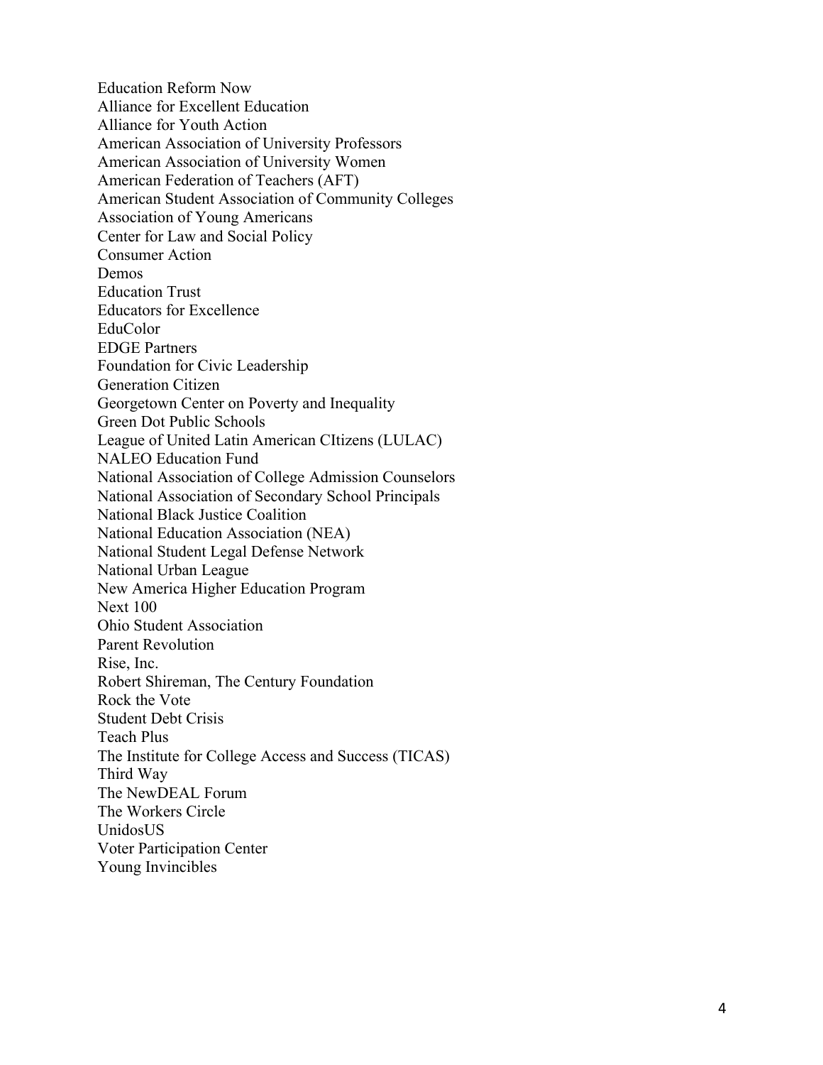Education Reform Now
Alliance for Excellent Education
Alliance for Youth Action
American Association of University Professors
American Association of University Women
American Federation of Teachers (AFT)
American Student Association of Community Colleges
Association of Young Americans
Center for Law and Social Policy
Consumer Action
Demos
Education Trust
Educators for Excellence
EduColor
EDGE Partners
Foundation for Civic Leadership
Generation Citizen
Georgetown Center on Poverty and Inequality
Green Dot Public Schools
League of United Latin American CItizens (LULAC)
NALEO Education Fund
National Association of College Admission Counselors
National Association of Secondary School Principals
National Black Justice Coalition
National Education Association (NEA)
National Student Legal Defense Network
National Urban League
New America Higher Education Program
Next 100
Ohio Student Association
Parent Revolution
Rise, Inc.
Robert Shireman, The Century Foundation
Rock the Vote
Student Debt Crisis
Teach Plus
The Institute for College Access and Success (TICAS)
Third Way
The NewDEAL Forum
The Workers Circle
UnidosUS
Voter Participation Center
Young Invincibles